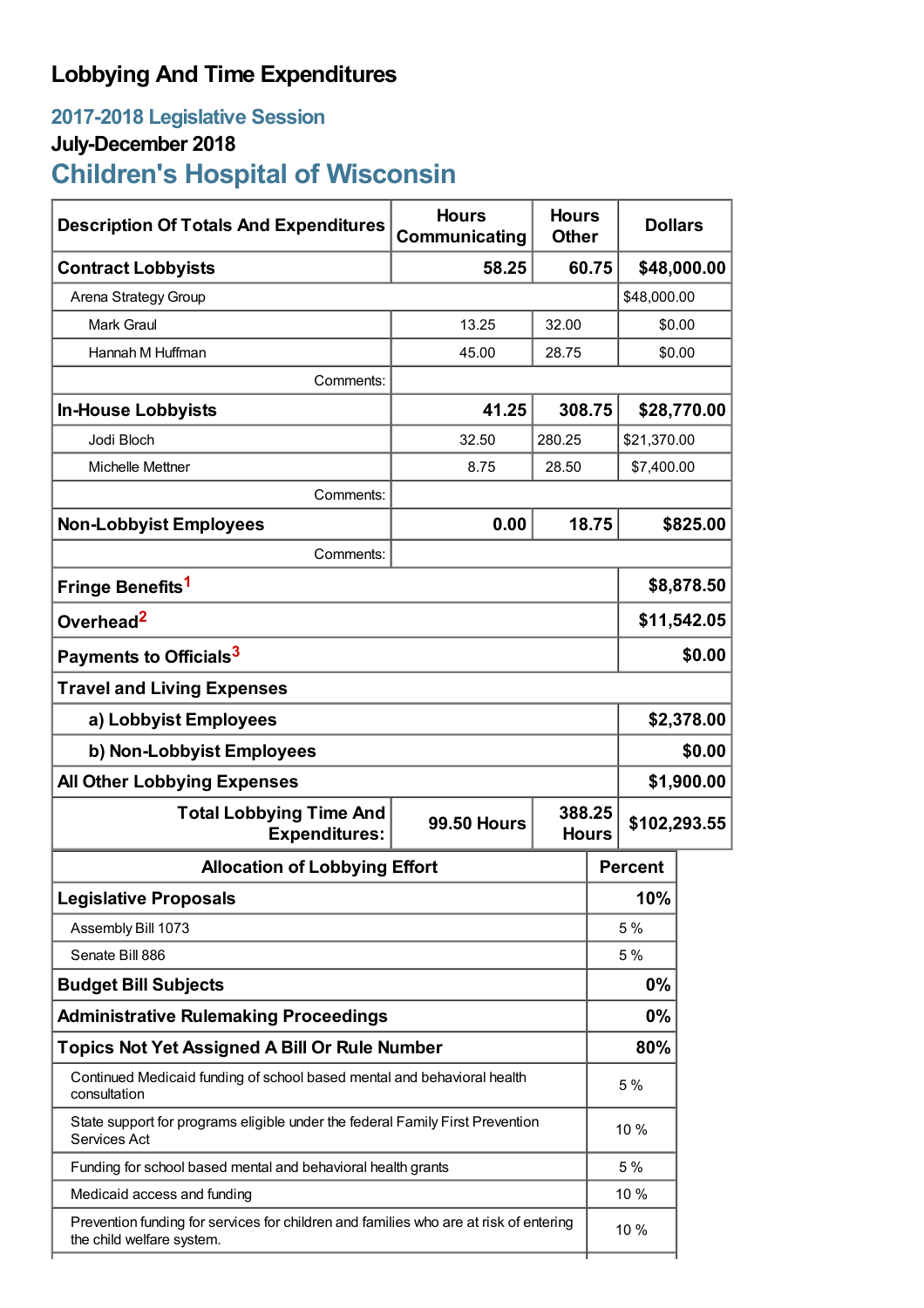# Lobbying And Time Expenditures

## 2017-2018 Legislative Session

### July-December 2018

## Children's Hospital of Wisconsin

| Description Of Totals And Expenditures | Hours Communicating | Hours Other | Dollars |
|---|---|---|---|
| **Contract Lobbyists** | **58.25** | **60.75** | **$48,000.00** |
| Arena Strategy Group | | | $48,000.00 |
| Mark Graul | 13.25 | 32.00 | $0.00 |
| Hannah M Huffman | 45.00 | 28.75 | $0.00 |
| Comments: | | | |
| **In-House Lobbyists** | **41.25** | **308.75** | **$28,770.00** |
| Jodi Bloch | 32.50 | 280.25 | $21,370.00 |
| Michelle Mettner | 8.75 | 28.50 | $7,400.00 |
| Comments: | | | |
| **Non-Lobbyist Employees** | **0.00** | **18.75** | **$825.00** |
| Comments: | | | |
| **Fringe Benefits**[1] | | | **$8,878.50** |
| **Overhead**[2] | | | **$11,542.05** |
| **Payments to Officials**[3] | | | **$0.00** |
| **Travel and Living Expenses** | | | |
| **a) Lobbyist Employees** | | | **$2,378.00** |
| **b) Non-Lobbyist Employees** | | | **$0.00** |
| **All Other Lobbying Expenses** | | | **$1,900.00** |
| **Total Lobbying Time And Expenditures:** | **99.50 Hours** | **388.25 Hours** | **$102,293.55** |

| Allocation of Lobbying Effort | Percent |
|---|---|
| **Legislative Proposals** | **10%** |
| Assembly Bill 1073 | 5 % |
| Senate Bill 886 | 5 % |
| **Budget Bill Subjects** | **0%** |
| **Administrative Rulemaking Proceedings** | **0%** |
| **Topics Not Yet Assigned A Bill Or Rule Number** | **80%** |
| Continued Medicaid funding of school based mental and behavioral health consultation | 5 % |
| State support for programs eligible under the federal Family First Prevention Services Act | 10 % |
| Funding for school based mental and behavioral health grants | 5 % |
| Medicaid access and funding | 10 % |
| Prevention funding for services for children and families who are at risk of entering the child welfare system. | 10 % |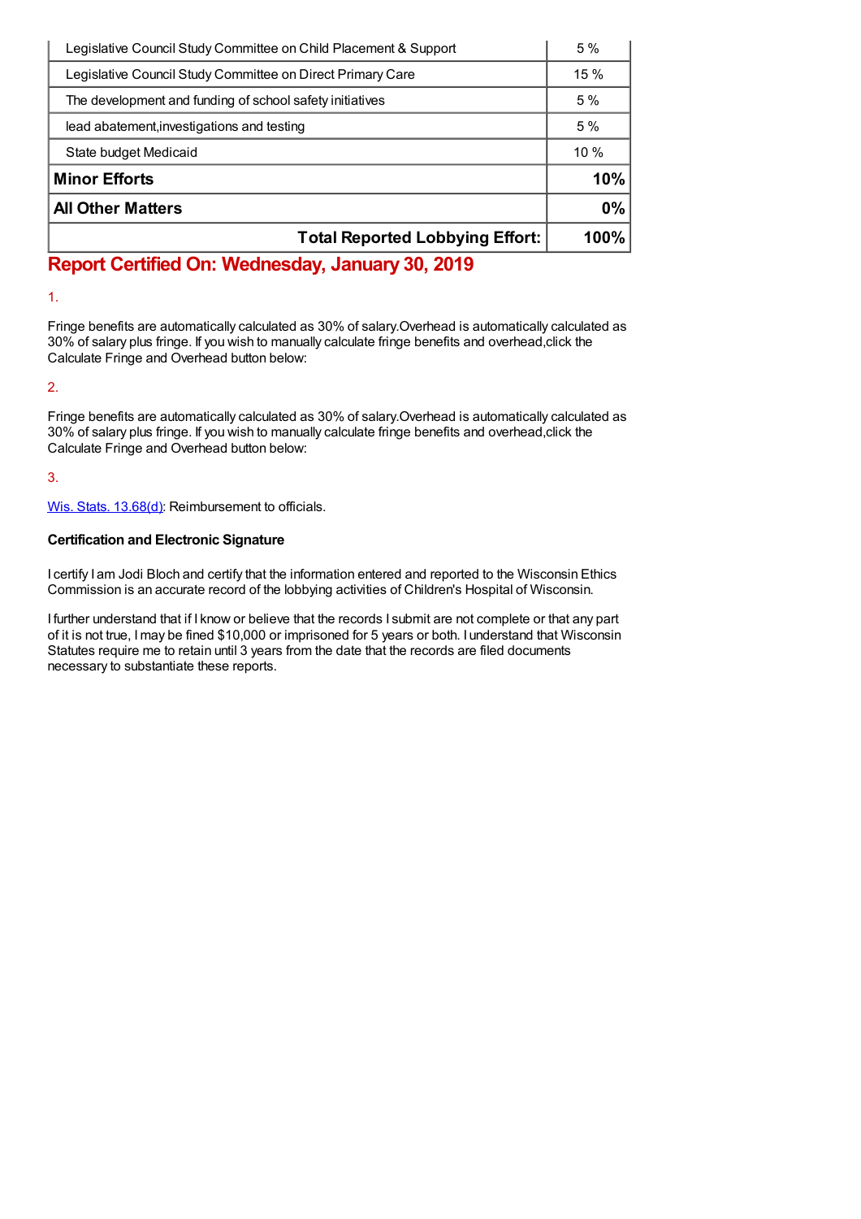| | |
|---|---|
| Legislative Council Study Committee on Child Placement & Support | 5 % |
| Legislative Council Study Committee on Direct Primary Care | 15 % |
| The development and funding of school safety initiatives | 5 % |
| lead abatement,investigations and testing | 5 % |
| State budget Medicaid | 10 % |
| **Minor Efforts** | **10%** |
| **All Other Matters** | **0%** |
| **Total Reported Lobbying Effort:** | **100%** |

## Report Certified On: Wednesday, January 30, 2019

1.

Fringe benefits are automatically calculated as 30% of salary.Overhead is automatically calculated as 30% of salary plus fringe. If you wish to manually calculate fringe benefits and overhead,click the Calculate Fringe and Overhead button below:

2.

Fringe benefits are automatically calculated as 30% of salary.Overhead is automatically calculated as 30% of salary plus fringe. If you wish to manually calculate fringe benefits and overhead,click the Calculate Fringe and Overhead button below:

3.

Wis. Stats. 13.68(d): Reimbursement to officials.

**Certification and Electronic Signature**

I certify I am Jodi Bloch and certify that the information entered and reported to the Wisconsin Ethics Commission is an accurate record of the lobbying activities of Children's Hospital of Wisconsin.

I further understand that if I know or believe that the records I submit are not complete or that any part of it is not true, I may be fined $10,000 or imprisoned for 5 years or both. I understand that Wisconsin Statutes require me to retain until 3 years from the date that the records are filed documents necessary to substantiate these reports.